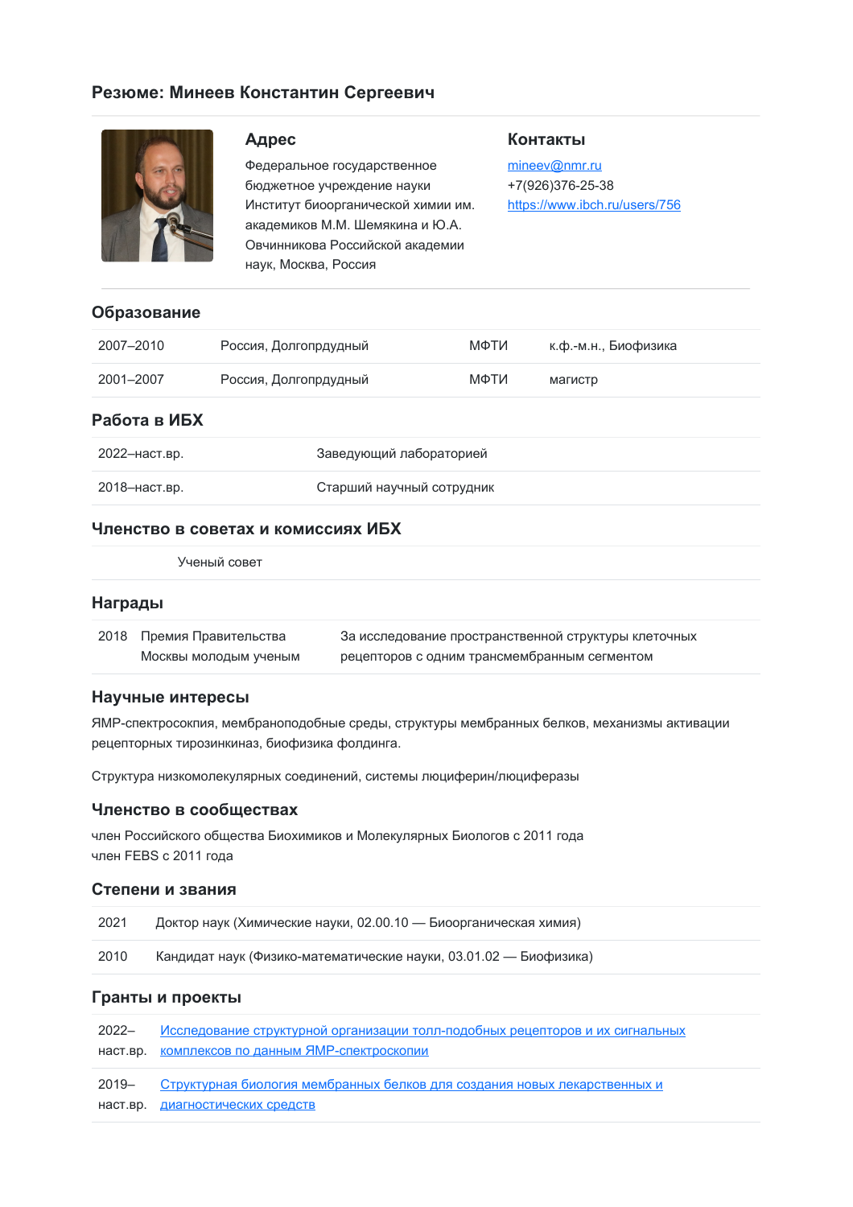# Резюме: Минеев Константин Сергеевич

## Адрес

Федеральное государственное бюджетное учреждение науки Институт биоорганической химии им. академиков М.М. Шемякина и Ю.А. Овчинникова Российской академии наук, Москва, Россия

## Контакты

mineev@nmr.ru
+7(926)376-25-38
https://www.ibch.ru/users/756

## Образование

| | | | |
|---|---|---|---|
| 2007–2010 | Россия, Долгопрдуный | МФТИ | к.ф.-м.н., Биофизика |
| 2001–2007 | Россия, Долгопрдуный | МФТИ | магистр |

## Работа в ИБХ

| | |
|---|---|
| 2022–наст.вр. | Заведующий лабораторией |
| 2018–наст.вр. | Старший научный сотрудник |

## Членство в советах и комиссиях ИБХ

Ученый совет

## Награды

| | | |
|---|---|---|
| 2018 | Премия Правительства Москвы молодым ученым | За исследование пространственной структуры клеточных рецепторов с одним трансмембранным сегментом |

## Научные интересы

ЯМР-спектросокпия, мембраноподобные среды, структуры мембранных белков, механизмы активации рецепторных тирозинкиназ, биофизика фолдинга.

Структура низкомолекулярных соединений, системы люциферин/люциферазы

## Членство в сообществах

член Российского общества Биохимиков и Молекулярных Биологов с 2011 года
член FEBS с 2011 года

## Степени и звания

| | |
|---|---|
| 2021 | Доктор наук (Химические науки, 02.00.10 — Биоорганическая химия) |
| 2010 | Кандидат наук (Физико-математические науки, 03.01.02 — Биофизика) |

## Гранты и проекты

| | |
|---|---|
| 2022–наст.вр. | Исследование структурной организации толл-подобных рецепторов и их сигнальных комплексов по данным ЯМР-спектроскопии |
| 2019–наст.вр. | Структурная биология мембранных белков для создания новых лекарственных и диагностических средств |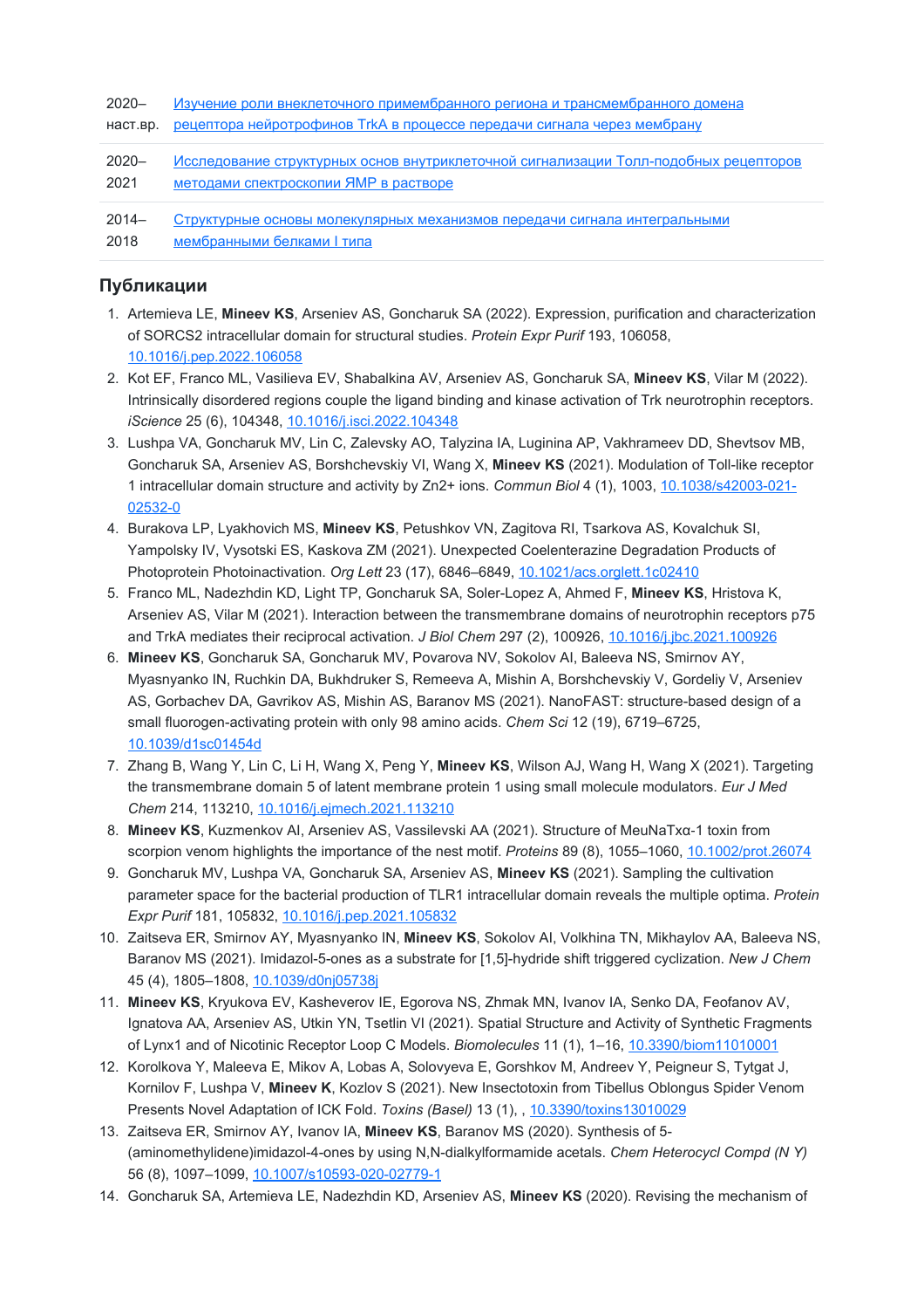| | |
|---|---|
| 2020–наст.вр. | [Изучение роли внеклеточного примембранного региона и трансмембранного домена рецептора нейротрофинов TrkA в процессе передачи сигнала через мембрану]() |
| 2020–2021 | [Исследование структурных основ внутриклеточной сигнализации Толл-подобных рецепторов методами спектроскопии ЯМР в растворе]() |
| 2014–2018 | [Структурные основы молекулярных механизмов передачи сигнала интегральными мембранными белками I типа]() |

## Публикации

1. Artemieva LE, **Mineev KS**, Arseniev AS, Goncharuk SA (2022). Expression, purification and characterization of SORCS2 intracellular domain for structural studies. *Protein Expr Purif* 193, 106058, 10.1016/j.pep.2022.106058
2. Kot EF, Franco ML, Vasilieva EV, Shabalkina AV, Arseniev AS, Goncharuk SA, **Mineev KS**, Vilar M (2022). Intrinsically disordered regions couple the ligand binding and kinase activation of Trk neurotrophin receptors. *iScience* 25 (6), 104348, 10.1016/j.isci.2022.104348
3. Lushpa VA, Goncharuk MV, Lin C, Zalevsky AO, Talyzina IA, Luginina AP, Vakhrameev DD, Shevtsov MB, Goncharuk SA, Arseniev AS, Borshchevskiy VI, Wang X, **Mineev KS** (2021). Modulation of Toll-like receptor 1 intracellular domain structure and activity by Zn2+ ions. *Commun Biol* 4 (1), 1003, 10.1038/s42003-021-02532-0
4. Burakova LP, Lyakhovich MS, **Mineev KS**, Petushkov VN, Zagitova RI, Tsarkova AS, Kovalchuk SI, Yampolsky IV, Vysotski ES, Kaskova ZM (2021). Unexpected Coelenterazine Degradation Products of Photoprotein Photoinactivation. *Org Lett* 23 (17), 6846–6849, 10.1021/acs.orglett.1c02410
5. Franco ML, Nadezhdin KD, Light TP, Goncharuk SA, Soler-Lopez A, Ahmed F, **Mineev KS**, Hristova K, Arseniev AS, Vilar M (2021). Interaction between the transmembrane domains of neurotrophin receptors p75 and TrkA mediates their reciprocal activation. *J Biol Chem* 297 (2), 100926, 10.1016/j.jbc.2021.100926
6. **Mineev KS**, Goncharuk SA, Goncharuk MV, Povarova NV, Sokolov AI, Baleeva NS, Smirnov AY, Myasnyanko IN, Ruchkin DA, Bukhdruker S, Remeeva A, Mishin A, Borshchevskiy V, Gordeliy V, Arseniev AS, Gorbachev DA, Gavrikov AS, Mishin AS, Baranov MS (2021). NanoFAST: structure-based design of a small fluorogen-activating protein with only 98 amino acids. *Chem Sci* 12 (19), 6719–6725, 10.1039/d1sc01454d
7. Zhang B, Wang Y, Lin C, Li H, Wang X, Peng Y, **Mineev KS**, Wilson AJ, Wang H, Wang X (2021). Targeting the transmembrane domain 5 of latent membrane protein 1 using small molecule modulators. *Eur J Med Chem* 214, 113210, 10.1016/j.ejmech.2021.113210
8. **Mineev KS**, Kuzmenkov AI, Arseniev AS, Vassilevski AA (2021). Structure of MeuNaTxα-1 toxin from scorpion venom highlights the importance of the nest motif. *Proteins* 89 (8), 1055–1060, 10.1002/prot.26074
9. Goncharuk MV, Lushpa VA, Goncharuk SA, Arseniev AS, **Mineev KS** (2021). Sampling the cultivation parameter space for the bacterial production of TLR1 intracellular domain reveals the multiple optima. *Protein Expr Purif* 181, 105832, 10.1016/j.pep.2021.105832
10. Zaitseva ER, Smirnov AY, Myasnyanko IN, **Mineev KS**, Sokolov AI, Volkhina TN, Mikhaylov AA, Baleeva NS, Baranov MS (2021). Imidazol-5-ones as a substrate for [1,5]-hydride shift triggered cyclization. *New J Chem* 45 (4), 1805–1808, 10.1039/d0nj05738j
11. **Mineev KS**, Kryukova EV, Kasheverov IE, Egorova NS, Zhmak MN, Ivanov IA, Senko DA, Feofanov AV, Ignatova AA, Arseniev AS, Utkin YN, Tsetlin VI (2021). Spatial Structure and Activity of Synthetic Fragments of Lynx1 and of Nicotinic Receptor Loop C Models. *Biomolecules* 11 (1), 1–16, 10.3390/biom11010001
12. Korolkova Y, Maleeva E, Mikov A, Lobas A, Solovyeva E, Gorshkov M, Andreev Y, Peigneur S, Tytgat J, Kornilov F, Lushpa V, **Mineev K**, Kozlov S (2021). New Insectotoxin from Tibellus Oblongus Spider Venom Presents Novel Adaptation of ICK Fold. *Toxins (Basel)* 13 (1), , 10.3390/toxins13010029
13. Zaitseva ER, Smirnov AY, Ivanov IA, **Mineev KS**, Baranov MS (2020). Synthesis of 5-(aminomethylidene)imidazol-4-ones by using N,N-dialkylformamide acetals. *Chem Heterocycl Compd (N Y)* 56 (8), 1097–1099, 10.1007/s10593-020-02779-1
14. Goncharuk SA, Artemieva LE, Nadezhdin KD, Arseniev AS, **Mineev KS** (2020). Revising the mechanism of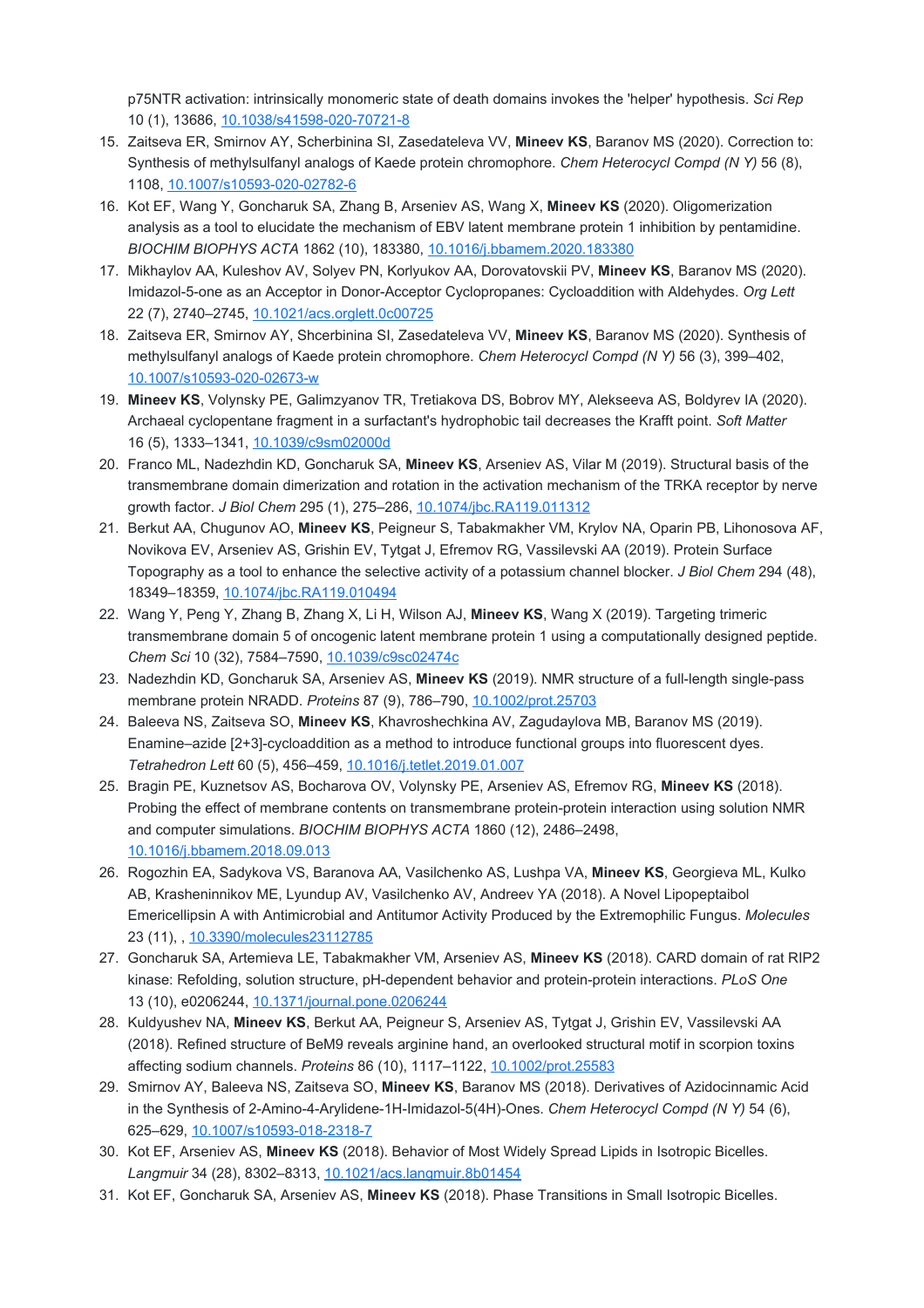p75NTR activation: intrinsically monomeric state of death domains invokes the 'helper' hypothesis. *Sci Rep* 10 (1), 13686, [10.1038/s41598-020-70721-8](https://doi.org/10.1038/s41598-020-70721-8)

15. Zaitseva ER, Smirnov AY, Scherbinina SI, Zasedateleva VV, **Mineev KS**, Baranov MS (2020). Correction to: Synthesis of methylsulfanyl analogs of Kaede protein chromophore. *Chem Heterocycl Compd (N Y)* 56 (8), 1108, [10.1007/s10593-020-02782-6](https://doi.org/10.1007/s10593-020-02782-6)
16. Kot EF, Wang Y, Goncharuk SA, Zhang B, Arseniev AS, Wang X, **Mineev KS** (2020). Oligomerization analysis as a tool to elucidate the mechanism of EBV latent membrane protein 1 inhibition by pentamidine. *BIOCHIM BIOPHYS ACTA* 1862 (10), 183380, [10.1016/j.bbamem.2020.183380](https://doi.org/10.1016/j.bbamem.2020.183380)
17. Mikhaylov AA, Kuleshov AV, Solyev PN, Korlyukov AA, Dorovatovskii PV, **Mineev KS**, Baranov MS (2020). Imidazol-5-one as an Acceptor in Donor-Acceptor Cyclopropanes: Cycloaddition with Aldehydes. *Org Lett* 22 (7), 2740–2745, [10.1021/acs.orglett.0c00725](https://doi.org/10.1021/acs.orglett.0c00725)
18. Zaitseva ER, Smirnov AY, Shcerbinina SI, Zasedateleva VV, **Mineev KS**, Baranov MS (2020). Synthesis of methylsulfanyl analogs of Kaede protein chromophore. *Chem Heterocycl Compd (N Y)* 56 (3), 399–402, [10.1007/s10593-020-02673-w](https://doi.org/10.1007/s10593-020-02673-w)
19. **Mineev KS**, Volynsky PE, Galimzyanov TR, Tretiakova DS, Bobrov MY, Alekseeva AS, Boldyrev IA (2020). Archaeal cyclopentane fragment in a surfactant's hydrophobic tail decreases the Krafft point. *Soft Matter* 16 (5), 1333–1341, [10.1039/c9sm02000d](https://doi.org/10.1039/c9sm02000d)
20. Franco ML, Nadezhdin KD, Goncharuk SA, **Mineev KS**, Arseniev AS, Vilar M (2019). Structural basis of the transmembrane domain dimerization and rotation in the activation mechanism of the TRKA receptor by nerve growth factor. *J Biol Chem* 295 (1), 275–286, [10.1074/jbc.RA119.011312](https://doi.org/10.1074/jbc.RA119.011312)
21. Berkut AA, Chugunov AO, **Mineev KS**, Peigneur S, Tabakmakher VM, Krylov NA, Oparin PB, Lihonosova AF, Novikova EV, Arseniev AS, Grishin EV, Tytgat J, Efremov RG, Vassilevski AA (2019). Protein Surface Topography as a tool to enhance the selective activity of a potassium channel blocker. *J Biol Chem* 294 (48), 18349–18359, [10.1074/jbc.RA119.010494](https://doi.org/10.1074/jbc.RA119.010494)
22. Wang Y, Peng Y, Zhang B, Zhang X, Li H, Wilson AJ, **Mineev KS**, Wang X (2019). Targeting trimeric transmembrane domain 5 of oncogenic latent membrane protein 1 using a computationally designed peptide. *Chem Sci* 10 (32), 7584–7590, [10.1039/c9sc02474c](https://doi.org/10.1039/c9sc02474c)
23. Nadezhdin KD, Goncharuk SA, Arseniev AS, **Mineev KS** (2019). NMR structure of a full-length single-pass membrane protein NRADD. *Proteins* 87 (9), 786–790, [10.1002/prot.25703](https://doi.org/10.1002/prot.25703)
24. Baleeva NS, Zaitseva SO, **Mineev KS**, Khavroshechkina AV, Zagudaylova MB, Baranov MS (2019). Enamine–azide [2+3]-cycloaddition as a method to introduce functional groups into fluorescent dyes. *Tetrahedron Lett* 60 (5), 456–459, [10.1016/j.tetlet.2019.01.007](https://doi.org/10.1016/j.tetlet.2019.01.007)
25. Bragin PE, Kuznetsov AS, Bocharova OV, Volynsky PE, Arseniev AS, Efremov RG, **Mineev KS** (2018). Probing the effect of membrane contents on transmembrane protein-protein interaction using solution NMR and computer simulations. *BIOCHIM BIOPHYS ACTA* 1860 (12), 2486–2498, [10.1016/j.bbamem.2018.09.013](https://doi.org/10.1016/j.bbamem.2018.09.013)
26. Rogozhin EA, Sadykova VS, Baranova AA, Vasilchenko AS, Lushpa VA, **Mineev KS**, Georgieva ML, Kulko AB, Krasheninnikov ME, Lyundup AV, Vasilchenko AV, Andreev YA (2018). A Novel Lipopeptaibol Emericellipsin A with Antimicrobial and Antitumor Activity Produced by the Extremophilic Fungus. *Molecules* 23 (11), , [10.3390/molecules23112785](https://doi.org/10.3390/molecules23112785)
27. Goncharuk SA, Artemieva LE, Tabakmakher VM, Arseniev AS, **Mineev KS** (2018). CARD domain of rat RIP2 kinase: Refolding, solution structure, pH-dependent behavior and protein-protein interactions. *PLoS One* 13 (10), e0206244, [10.1371/journal.pone.0206244](https://doi.org/10.1371/journal.pone.0206244)
28. Kuldyushev NA, **Mineev KS**, Berkut AA, Peigneur S, Arseniev AS, Tytgat J, Grishin EV, Vassilevski AA (2018). Refined structure of BeM9 reveals arginine hand, an overlooked structural motif in scorpion toxins affecting sodium channels. *Proteins* 86 (10), 1117–1122, [10.1002/prot.25583](https://doi.org/10.1002/prot.25583)
29. Smirnov AY, Baleeva NS, Zaitseva SO, **Mineev KS**, Baranov MS (2018). Derivatives of Azidocinnamic Acid in the Synthesis of 2-Amino-4-Arylidene-1H-Imidazol-5(4H)-Ones. *Chem Heterocycl Compd (N Y)* 54 (6), 625–629, [10.1007/s10593-018-2318-7](https://doi.org/10.1007/s10593-018-2318-7)
30. Kot EF, Arseniev AS, **Mineev KS** (2018). Behavior of Most Widely Spread Lipids in Isotropic Bicelles. *Langmuir* 34 (28), 8302–8313, [10.1021/acs.langmuir.8b01454](https://doi.org/10.1021/acs.langmuir.8b01454)
31. Kot EF, Goncharuk SA, Arseniev AS, **Mineev KS** (2018). Phase Transitions in Small Isotropic Bicelles.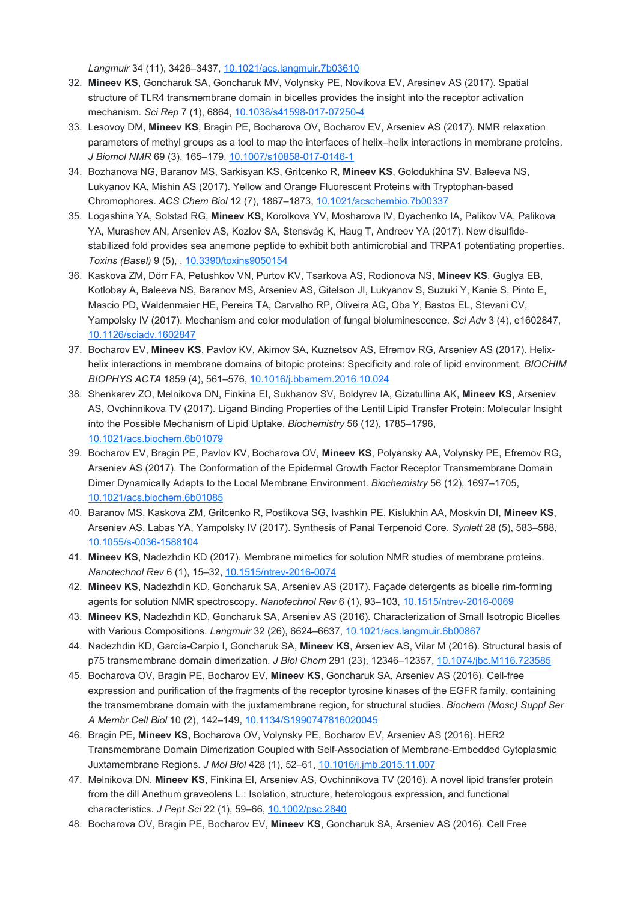*Langmuir* 34 (11), 3426–3437, [10.1021/acs.langmuir.7b03610](https://doi.org/10.1021/acs.langmuir.7b03610)

32. **Mineev KS**, Goncharuk SA, Goncharuk MV, Volynsky PE, Novikova EV, Aresinev AS (2017). Spatial structure of TLR4 transmembrane domain in bicelles provides the insight into the receptor activation mechanism. *Sci Rep* 7 (1), 6864, [10.1038/s41598-017-07250-4](https://doi.org/10.1038/s41598-017-07250-4)
33. Lesovoy DM, **Mineev KS**, Bragin PE, Bocharova OV, Bocharov EV, Arseniev AS (2017). NMR relaxation parameters of methyl groups as a tool to map the interfaces of helix–helix interactions in membrane proteins. *J Biomol NMR* 69 (3), 165–179, [10.1007/s10858-017-0146-1](https://doi.org/10.1007/s10858-017-0146-1)
34. Bozhanova NG, Baranov MS, Sarkisyan KS, Gritcenko R, **Mineev KS**, Golodukhina SV, Baleeva NS, Lukyanov KA, Mishin AS (2017). Yellow and Orange Fluorescent Proteins with Tryptophan-based Chromophores. *ACS Chem Biol* 12 (7), 1867–1873, [10.1021/acschembio.7b00337](https://doi.org/10.1021/acschembio.7b00337)
35. Logashina YA, Solstad RG, **Mineev KS**, Korolkova YV, Mosharova IV, Dyachenko IA, Palikov VA, Palikova YA, Murashev AN, Arseniev AS, Kozlov SA, Stensvåg K, Haug T, Andreev YA (2017). New disulfide-stabilized fold provides sea anemone peptide to exhibit both antimicrobial and TRPA1 potentiating properties. *Toxins (Basel)* 9 (5), , [10.3390/toxins9050154](https://doi.org/10.3390/toxins9050154)
36. Kaskova ZM, Dörr FA, Petushkov VN, Purtov KV, Tsarkova AS, Rodionova NS, **Mineev KS**, Guglya EB, Kotlobay A, Baleeva NS, Baranov MS, Arseniev AS, Gitelson JI, Lukyanov S, Suzuki Y, Kanie S, Pinto E, Mascio PD, Waldenmaier HE, Pereira TA, Carvalho RP, Oliveira AG, Oba Y, Bastos EL, Stevani CV, Yampolsky IV (2017). Mechanism and color modulation of fungal bioluminescence. *Sci Adv* 3 (4), e1602847, [10.1126/sciadv.1602847](https://doi.org/10.1126/sciadv.1602847)
37. Bocharov EV, **Mineev KS**, Pavlov KV, Akimov SA, Kuznetsov AS, Efremov RG, Arseniev AS (2017). Helix-helix interactions in membrane domains of bitopic proteins: Specificity and role of lipid environment. *BIOCHIM BIOPHYS ACTA* 1859 (4), 561–576, [10.1016/j.bbamem.2016.10.024](https://doi.org/10.1016/j.bbamem.2016.10.024)
38. Shenkarev ZO, Melnikova DN, Finkina EI, Sukhanov SV, Boldyrev IA, Gizatullina AK, **Mineev KS**, Arseniev AS, Ovchinnikova TV (2017). Ligand Binding Properties of the Lentil Lipid Transfer Protein: Molecular Insight into the Possible Mechanism of Lipid Uptake. *Biochemistry* 56 (12), 1785–1796, [10.1021/acs.biochem.6b01079](https://doi.org/10.1021/acs.biochem.6b01079)
39. Bocharov EV, Bragin PE, Pavlov KV, Bocharova OV, **Mineev KS**, Polyansky AA, Volynsky PE, Efremov RG, Arseniev AS (2017). The Conformation of the Epidermal Growth Factor Receptor Transmembrane Domain Dimer Dynamically Adapts to the Local Membrane Environment. *Biochemistry* 56 (12), 1697–1705, [10.1021/acs.biochem.6b01085](https://doi.org/10.1021/acs.biochem.6b01085)
40. Baranov MS, Kaskova ZM, Gritcenko R, Postikova SG, Ivashkin PE, Kislukhin AA, Moskvin DI, **Mineev KS**, Arseniev AS, Labas YA, Yampolsky IV (2017). Synthesis of Panal Terpenoid Core. *Synlett* 28 (5), 583–588, [10.1055/s-0036-1588104](https://doi.org/10.1055/s-0036-1588104)
41. **Mineev KS**, Nadezhdin KD (2017). Membrane mimetics for solution NMR studies of membrane proteins. *Nanotechnol Rev* 6 (1), 15–32, [10.1515/ntrev-2016-0074](https://doi.org/10.1515/ntrev-2016-0074)
42. **Mineev KS**, Nadezhdin KD, Goncharuk SA, Arseniev AS (2017). Façade detergents as bicelle rim-forming agents for solution NMR spectroscopy. *Nanotechnol Rev* 6 (1), 93–103, [10.1515/ntrev-2016-0069](https://doi.org/10.1515/ntrev-2016-0069)
43. **Mineev KS**, Nadezhdin KD, Goncharuk SA, Arseniev AS (2016). Characterization of Small Isotropic Bicelles with Various Compositions. *Langmuir* 32 (26), 6624–6637, [10.1021/acs.langmuir.6b00867](https://doi.org/10.1021/acs.langmuir.6b00867)
44. Nadezhdin KD, García-Carpio I, Goncharuk SA, **Mineev KS**, Arseniev AS, Vilar M (2016). Structural basis of p75 transmembrane domain dimerization. *J Biol Chem* 291 (23), 12346–12357, [10.1074/jbc.M116.723585](https://doi.org/10.1074/jbc.M116.723585)
45. Bocharova OV, Bragin PE, Bocharov EV, **Mineev KS**, Goncharuk SA, Arseniev AS (2016). Cell-free expression and purification of the fragments of the receptor tyrosine kinases of the EGFR family, containing the transmembrane domain with the juxtamembrane region, for structural studies. *Biochem (Mosc) Suppl Ser A Membr Cell Biol* 10 (2), 142–149, [10.1134/S1990747816020045](https://doi.org/10.1134/S1990747816020045)
46. Bragin PE, **Mineev KS**, Bocharova OV, Volynsky PE, Bocharov EV, Arseniev AS (2016). HER2 Transmembrane Domain Dimerization Coupled with Self-Association of Membrane-Embedded Cytoplasmic Juxtamembrane Regions. *J Mol Biol* 428 (1), 52–61, [10.1016/j.jmb.2015.11.007](https://doi.org/10.1016/j.jmb.2015.11.007)
47. Melnikova DN, **Mineev KS**, Finkina EI, Arseniev AS, Ovchinnikova TV (2016). A novel lipid transfer protein from the dill Anethum graveolens L.: Isolation, structure, heterologous expression, and functional characteristics. *J Pept Sci* 22 (1), 59–66, [10.1002/psc.2840](https://doi.org/10.1002/psc.2840)
48. Bocharova OV, Bragin PE, Bocharov EV, **Mineev KS**, Goncharuk SA, Arseniev AS (2016). Cell Free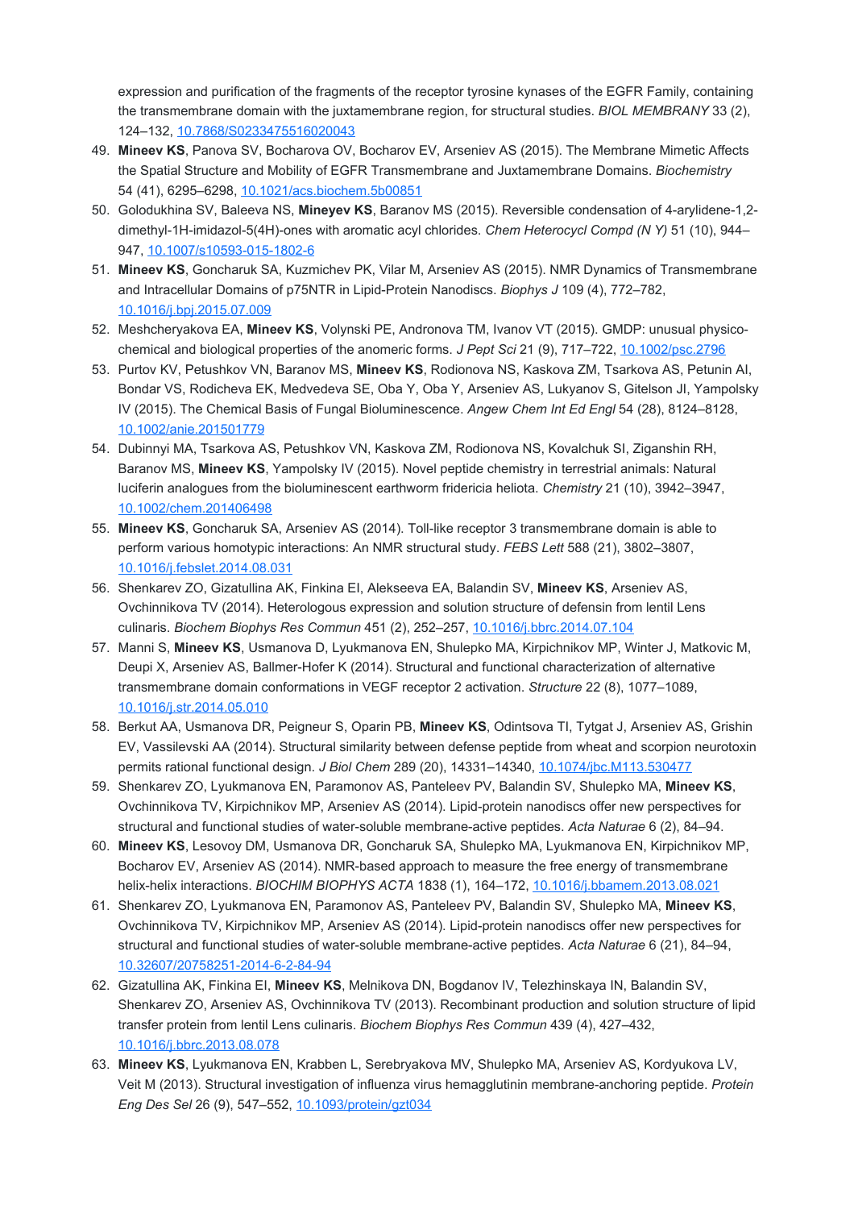expression and purification of the fragments of the receptor tyrosine kynases of the EGFR Family, containing the transmembrane domain with the juxtamembrane region, for structural studies. *BIOL MEMBRANY* 33 (2), 124–132, 10.7868/S0233475516020043

49. **Mineev KS**, Panova SV, Bocharova OV, Bocharov EV, Arseniev AS (2015). The Membrane Mimetic Affects the Spatial Structure and Mobility of EGFR Transmembrane and Juxtamembrane Domains. *Biochemistry* 54 (41), 6295–6298, 10.1021/acs.biochem.5b00851
50. Golodukhina SV, Baleeva NS, **Mineyev KS**, Baranov MS (2015). Reversible condensation of 4-arylidene-1,2-dimethyl-1H-imidazol-5(4H)-ones with aromatic acyl chlorides. *Chem Heterocycl Compd (N Y)* 51 (10), 944–947, 10.1007/s10593-015-1802-6
51. **Mineev KS**, Goncharuk SA, Kuzmichev PK, Vilar M, Arseniev AS (2015). NMR Dynamics of Transmembrane and Intracellular Domains of p75NTR in Lipid-Protein Nanodiscs. *Biophys J* 109 (4), 772–782, 10.1016/j.bpj.2015.07.009
52. Meshcheryakova EA, **Mineev KS**, Volynski PE, Andronova TM, Ivanov VT (2015). GMDP: unusual physico-chemical and biological properties of the anomeric forms. *J Pept Sci* 21 (9), 717–722, 10.1002/psc.2796
53. Purtov KV, Petushkov VN, Baranov MS, **Mineev KS**, Rodionova NS, Kaskova ZM, Tsarkova AS, Petunin AI, Bondar VS, Rodicheva EK, Medvedeva SE, Oba Y, Oba Y, Arseniev AS, Lukyanov S, Gitelson JI, Yampolsky IV (2015). The Chemical Basis of Fungal Bioluminescence. *Angew Chem Int Ed Engl* 54 (28), 8124–8128, 10.1002/anie.201501779
54. Dubinnyi MA, Tsarkova AS, Petushkov VN, Kaskova ZM, Rodionova NS, Kovalchuk SI, Ziganshin RH, Baranov MS, **Mineev KS**, Yampolsky IV (2015). Novel peptide chemistry in terrestrial animals: Natural luciferin analogues from the bioluminescent earthworm fridericia heliota. *Chemistry* 21 (10), 3942–3947, 10.1002/chem.201406498
55. **Mineev KS**, Goncharuk SA, Arseniev AS (2014). Toll-like receptor 3 transmembrane domain is able to perform various homotypic interactions: An NMR structural study. *FEBS Lett* 588 (21), 3802–3807, 10.1016/j.febslet.2014.08.031
56. Shenkarev ZO, Gizatullina AK, Finkina EI, Alekseeva EA, Balandin SV, **Mineev KS**, Arseniev AS, Ovchinnikova TV (2014). Heterologous expression and solution structure of defensin from lentil Lens culinaris. *Biochem Biophys Res Commun* 451 (2), 252–257, 10.1016/j.bbrc.2014.07.104
57. Manni S, **Mineev KS**, Usmanova D, Lyukmanova EN, Shulepko MA, Kirpichnikov MP, Winter J, Matkovic M, Deupi X, Arseniev AS, Ballmer-Hofer K (2014). Structural and functional characterization of alternative transmembrane domain conformations in VEGF receptor 2 activation. *Structure* 22 (8), 1077–1089, 10.1016/j.str.2014.05.010
58. Berkut AA, Usmanova DR, Peigneur S, Oparin PB, **Mineev KS**, Odintsova TI, Tytgat J, Arseniev AS, Grishin EV, Vassilevski AA (2014). Structural similarity between defense peptide from wheat and scorpion neurotoxin permits rational functional design. *J Biol Chem* 289 (20), 14331–14340, 10.1074/jbc.M113.530477
59. Shenkarev ZO, Lyukmanova EN, Paramonov AS, Panteleev PV, Balandin SV, Shulepko MA, **Mineev KS**, Ovchinnikova TV, Kirpichnikov MP, Arseniev AS (2014). Lipid-protein nanodiscs offer new perspectives for structural and functional studies of water-soluble membrane-active peptides. *Acta Naturae* 6 (2), 84–94.
60. **Mineev KS**, Lesovoy DM, Usmanova DR, Goncharuk SA, Shulepko MA, Lyukmanova EN, Kirpichnikov MP, Bocharov EV, Arseniev AS (2014). NMR-based approach to measure the free energy of transmembrane helix-helix interactions. *BIOCHIM BIOPHYS ACTA* 1838 (1), 164–172, 10.1016/j.bbamem.2013.08.021
61. Shenkarev ZO, Lyukmanova EN, Paramonov AS, Panteleev PV, Balandin SV, Shulepko MA, **Mineev KS**, Ovchinnikova TV, Kirpichnikov MP, Arseniev AS (2014). Lipid-protein nanodiscs offer new perspectives for structural and functional studies of water-soluble membrane-active peptides. *Acta Naturae* 6 (21), 84–94, 10.32607/20758251-2014-6-2-84-94
62. Gizatullina AK, Finkina EI, **Mineev KS**, Melnikova DN, Bogdanov IV, Telezhinskaya IN, Balandin SV, Shenkarev ZO, Arseniev AS, Ovchinnikova TV (2013). Recombinant production and solution structure of lipid transfer protein from lentil Lens culinaris. *Biochem Biophys Res Commun* 439 (4), 427–432, 10.1016/j.bbrc.2013.08.078
63. **Mineev KS**, Lyukmanova EN, Krabben L, Serebryakova MV, Shulepko MA, Arseniev AS, Kordyukova LV, Veit M (2013). Structural investigation of influenza virus hemagglutinin membrane-anchoring peptide. *Protein Eng Des Sel* 26 (9), 547–552, 10.1093/protein/gzt034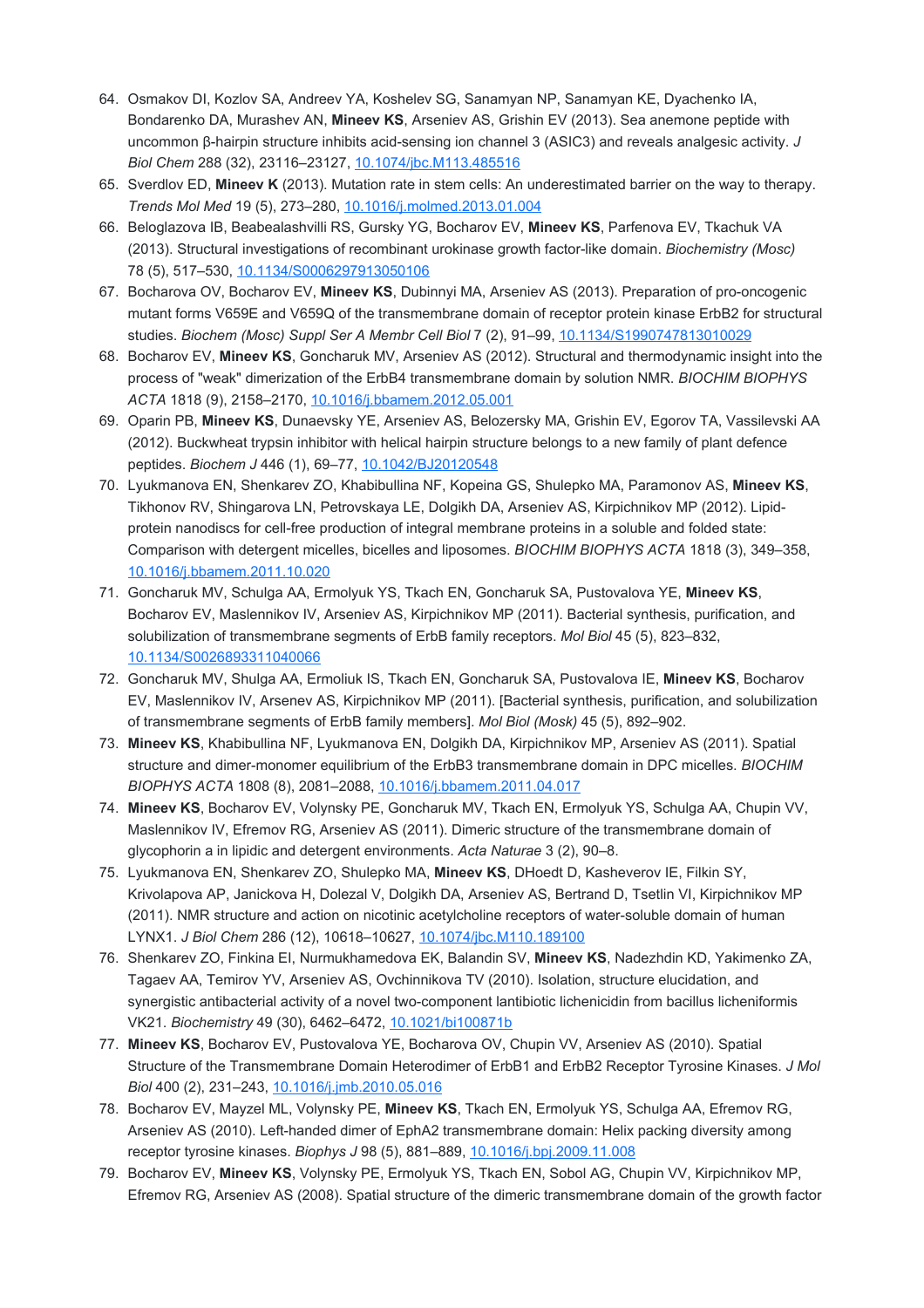64. Osmakov DI, Kozlov SA, Andreev YA, Koshelev SG, Sanamyan NP, Sanamyan KE, Dyachenko IA, Bondarenko DA, Murashev AN, **Mineev KS**, Arseniev AS, Grishin EV (2013). Sea anemone peptide with uncommon β-hairpin structure inhibits acid-sensing ion channel 3 (ASIC3) and reveals analgesic activity. *J Biol Chem* 288 (32), 23116–23127, 10.1074/jbc.M113.485516
65. Sverdlov ED, **Mineev K** (2013). Mutation rate in stem cells: An underestimated barrier on the way to therapy. *Trends Mol Med* 19 (5), 273–280, 10.1016/j.molmed.2013.01.004
66. Beloglazova IB, Beabealashvilli RS, Gursky YG, Bocharov EV, **Mineev KS**, Parfenova EV, Tkachuk VA (2013). Structural investigations of recombinant urokinase growth factor-like domain. *Biochemistry (Mosc)* 78 (5), 517–530, 10.1134/S0006297913050106
67. Bocharova OV, Bocharov EV, **Mineev KS**, Dubinnyi MA, Arseniev AS (2013). Preparation of pro-oncogenic mutant forms V659E and V659Q of the transmembrane domain of receptor protein kinase ErbB2 for structural studies. *Biochem (Mosc) Suppl Ser A Membr Cell Biol* 7 (2), 91–99, 10.1134/S1990747813010029
68. Bocharov EV, **Mineev KS**, Goncharuk MV, Arseniev AS (2012). Structural and thermodynamic insight into the process of "weak" dimerization of the ErbB4 transmembrane domain by solution NMR. *BIOCHIM BIOPHYS ACTA* 1818 (9), 2158–2170, 10.1016/j.bbamem.2012.05.001
69. Oparin PB, **Mineev KS**, Dunaevsky YE, Arseniev AS, Belozersky MA, Grishin EV, Egorov TA, Vassilevski AA (2012). Buckwheat trypsin inhibitor with helical hairpin structure belongs to a new family of plant defence peptides. *Biochem J* 446 (1), 69–77, 10.1042/BJ20120548
70. Lyukmanova EN, Shenkarev ZO, Khabibullina NF, Kopeina GS, Shulepko MA, Paramonov AS, **Mineev KS**, Tikhonov RV, Shingarova LN, Petrovskaya LE, Dolgikh DA, Arseniev AS, Kirpichnikov MP (2012). Lipid-protein nanodiscs for cell-free production of integral membrane proteins in a soluble and folded state: Comparison with detergent micelles, bicelles and liposomes. *BIOCHIM BIOPHYS ACTA* 1818 (3), 349–358, 10.1016/j.bbamem.2011.10.020
71. Goncharuk MV, Schulga AA, Ermolyuk YS, Tkach EN, Goncharuk SA, Pustovalova YE, **Mineev KS**, Bocharov EV, Maslennikov IV, Arseniev AS, Kirpichnikov MP (2011). Bacterial synthesis, purification, and solubilization of transmembrane segments of ErbB family receptors. *Mol Biol* 45 (5), 823–832, 10.1134/S0026893311040066
72. Goncharuk MV, Shulga AA, Ermoliuk IS, Tkach EN, Goncharuk SA, Pustovalova IE, **Mineev KS**, Bocharov EV, Maslennikov IV, Arsenev AS, Kirpichnikov MP (2011). [Bacterial synthesis, purification, and solubilization of transmembrane segments of ErbB family members]. *Mol Biol (Mosk)* 45 (5), 892–902.
73. **Mineev KS**, Khabibullina NF, Lyukmanova EN, Dolgikh DA, Kirpichnikov MP, Arseniev AS (2011). Spatial structure and dimer-monomer equilibrium of the ErbB3 transmembrane domain in DPC micelles. *BIOCHIM BIOPHYS ACTA* 1808 (8), 2081–2088, 10.1016/j.bbamem.2011.04.017
74. **Mineev KS**, Bocharov EV, Volynsky PE, Goncharuk MV, Tkach EN, Ermolyuk YS, Schulga AA, Chupin VV, Maslennikov IV, Efremov RG, Arseniev AS (2011). Dimeric structure of the transmembrane domain of glycophorin a in lipidic and detergent environments. *Acta Naturae* 3 (2), 90–8.
75. Lyukmanova EN, Shenkarev ZO, Shulepko MA, **Mineev KS**, DHoedt D, Kasheverov IE, Filkin SY, Krivolapova AP, Janickova H, Dolezal V, Dolgikh DA, Arseniev AS, Bertrand D, Tsetlin VI, Kirpichnikov MP (2011). NMR structure and action on nicotinic acetylcholine receptors of water-soluble domain of human LYNX1. *J Biol Chem* 286 (12), 10618–10627, 10.1074/jbc.M110.189100
76. Shenkarev ZO, Finkina EI, Nurmukhamedova EK, Balandin SV, **Mineev KS**, Nadezhdin KD, Yakimenko ZA, Tagaev AA, Temirov YV, Arseniev AS, Ovchinnikova TV (2010). Isolation, structure elucidation, and synergistic antibacterial activity of a novel two-component lantibiotic lichenicidin from bacillus licheniformis VK21. *Biochemistry* 49 (30), 6462–6472, 10.1021/bi100871b
77. **Mineev KS**, Bocharov EV, Pustovalova YE, Bocharova OV, Chupin VV, Arseniev AS (2010). Spatial Structure of the Transmembrane Domain Heterodimer of ErbB1 and ErbB2 Receptor Tyrosine Kinases. *J Mol Biol* 400 (2), 231–243, 10.1016/j.jmb.2010.05.016
78. Bocharov EV, Mayzel ML, Volynsky PE, **Mineev KS**, Tkach EN, Ermolyuk YS, Schulga AA, Efremov RG, Arseniev AS (2010). Left-handed dimer of EphA2 transmembrane domain: Helix packing diversity among receptor tyrosine kinases. *Biophys J* 98 (5), 881–889, 10.1016/j.bpj.2009.11.008
79. Bocharov EV, **Mineev KS**, Volynsky PE, Ermolyuk YS, Tkach EN, Sobol AG, Chupin VV, Kirpichnikov MP, Efremov RG, Arseniev AS (2008). Spatial structure of the dimeric transmembrane domain of the growth factor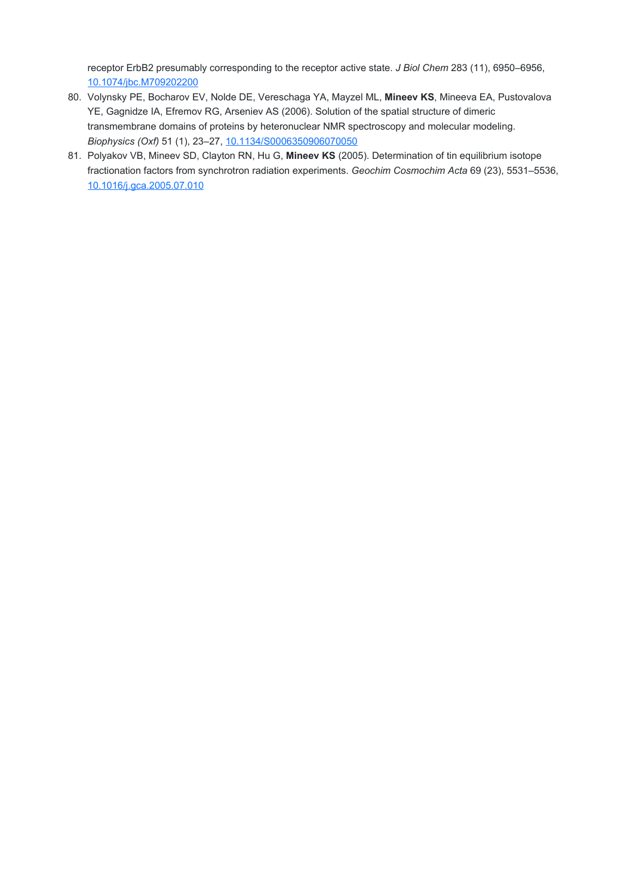receptor ErbB2 presumably corresponding to the receptor active state. *J Biol Chem* 283 (11), 6950–6956, [10.1074/jbc.M709202200](https://doi.org/10.1074/jbc.M709202200)

80. Volynsky PE, Bocharov EV, Nolde DE, Vereschaga YA, Mayzel ML, **Mineev KS**, Mineeva EA, Pustovalova YE, Gagnidze IA, Efremov RG, Arseniev AS (2006). Solution of the spatial structure of dimeric transmembrane domains of proteins by heteronuclear NMR spectroscopy and molecular modeling. *Biophysics (Oxf)* 51 (1), 23–27, [10.1134/S0006350906070050](https://doi.org/10.1134/S0006350906070050)
81. Polyakov VB, Mineev SD, Clayton RN, Hu G, **Mineev KS** (2005). Determination of tin equilibrium isotope fractionation factors from synchrotron radiation experiments. *Geochim Cosmochim Acta* 69 (23), 5531–5536, [10.1016/j.gca.2005.07.010](https://doi.org/10.1016/j.gca.2005.07.010)